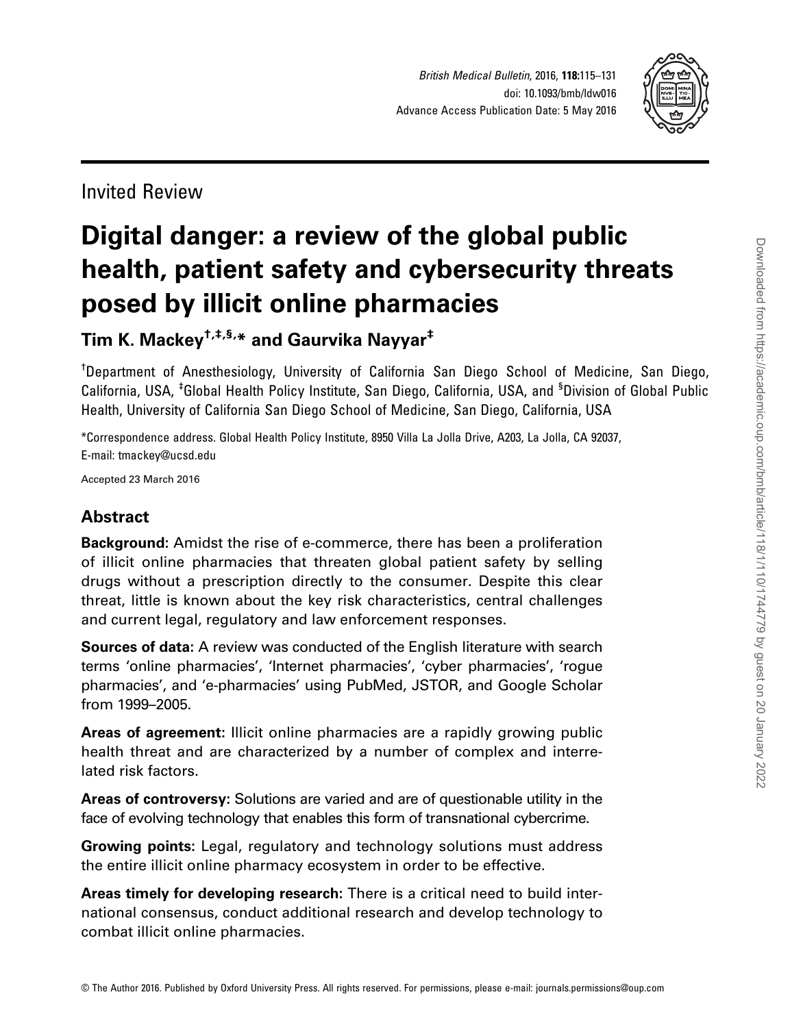Invited Review

# Digital danger: a review of the global public health, patient safety and cybersecurity threats posed by illicit online pharmacies

**Tim K. Mackey[†,‡,§,*] and Gaurvika Nayyar[‡]**

[†]Department of Anesthesiology, University of California San Diego School of Medicine, San Diego, California, USA, [‡]Global Health Policy Institute, San Diego, California, USA, and [§]Division of Global Public Health, University of California San Diego School of Medicine, San Diego, California, USA

*Correspondence address. Global Health Policy Institute, 8950 Villa La Jolla Drive, A203, La Jolla, CA 92037, E-mail: tmackey@ucsd.edu

Accepted 23 March 2016

## Abstract

**Background:** Amidst the rise of e-commerce, there has been a proliferation of illicit online pharmacies that threaten global patient safety by selling drugs without a prescription directly to the consumer. Despite this clear threat, little is known about the key risk characteristics, central challenges and current legal, regulatory and law enforcement responses.

**Sources of data:** A review was conducted of the English literature with search terms 'online pharmacies', 'Internet pharmacies', 'cyber pharmacies', 'rogue pharmacies', and 'e-pharmacies' using PubMed, JSTOR, and Google Scholar from 1999–2005.

**Areas of agreement:** Illicit online pharmacies are a rapidly growing public health threat and are characterized by a number of complex and interrelated risk factors.

**Areas of controversy:** Solutions are varied and are of questionable utility in the face of evolving technology that enables this form of transnational cybercrime.

**Growing points:** Legal, regulatory and technology solutions must address the entire illicit online pharmacy ecosystem in order to be effective.

**Areas timely for developing research:** There is a critical need to build international consensus, conduct additional research and develop technology to combat illicit online pharmacies.

© The Author 2016. Published by Oxford University Press. All rights reserved. For permissions, please e-mail: journals.permissions@oup.com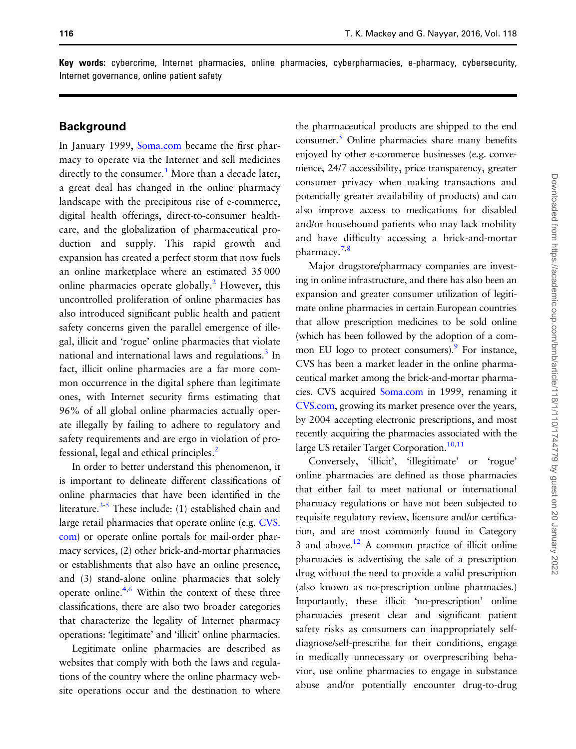**Key words:** cybercrime, Internet pharmacies, online pharmacies, cyberpharmacies, e-pharmacy, cybersecurity, Internet governance, online patient safety

## Background

In January 1999, Soma.com became the first pharmacy to operate via the Internet and sell medicines directly to the consumer.[1] More than a decade later, a great deal has changed in the online pharmacy landscape with the precipitous rise of e-commerce, digital health offerings, direct-to-consumer healthcare, and the globalization of pharmaceutical production and supply. This rapid growth and expansion has created a perfect storm that now fuels an online marketplace where an estimated 35 000 online pharmacies operate globally.[2] However, this uncontrolled proliferation of online pharmacies has also introduced significant public health and patient safety concerns given the parallel emergence of illegal, illicit and 'rogue' online pharmacies that violate national and international laws and regulations.[3] In fact, illicit online pharmacies are a far more common occurrence in the digital sphere than legitimate ones, with Internet security firms estimating that 96% of all global online pharmacies actually operate illegally by failing to adhere to regulatory and safety requirements and are ergo in violation of professional, legal and ethical principles.[2]

In order to better understand this phenomenon, it is important to delineate different classifications of online pharmacies that have been identified in the literature.[3-5] These include: (1) established chain and large retail pharmacies that operate online (e.g. CVS.com) or operate online portals for mail-order pharmacy services, (2) other brick-and-mortar pharmacies or establishments that also have an online presence, and (3) stand-alone online pharmacies that solely operate online.[4,6] Within the context of these three classifications, there are also two broader categories that characterize the legality of Internet pharmacy operations: 'legitimate' and 'illicit' online pharmacies.

Legitimate online pharmacies are described as websites that comply with both the laws and regulations of the country where the online pharmacy website operations occur and the destination to where the pharmaceutical products are shipped to the end consumer.[5] Online pharmacies share many benefits enjoyed by other e-commerce businesses (e.g. convenience, 24/7 accessibility, price transparency, greater consumer privacy when making transactions and potentially greater availability of products) and can also improve access to medications for disabled and/or housebound patients who may lack mobility and have difficulty accessing a brick-and-mortar pharmacy.[7,8]

Major drugstore/pharmacy companies are investing in online infrastructure, and there has also been an expansion and greater consumer utilization of legitimate online pharmacies in certain European countries that allow prescription medicines to be sold online (which has been followed by the adoption of a common EU logo to protect consumers).[9] For instance, CVS has been a market leader in the online pharmaceutical market among the brick-and-mortar pharmacies. CVS acquired Soma.com in 1999, renaming it CVS.com, growing its market presence over the years, by 2004 accepting electronic prescriptions, and most recently acquiring the pharmacies associated with the large US retailer Target Corporation.[10,11]

Conversely, 'illicit', 'illegitimate' or 'rogue' online pharmacies are defined as those pharmacies that either fail to meet national or international pharmacy regulations or have not been subjected to requisite regulatory review, licensure and/or certification, and are most commonly found in Category 3 and above.[12] A common practice of illicit online pharmacies is advertising the sale of a prescription drug without the need to provide a valid prescription (also known as no-prescription online pharmacies.) Importantly, these illicit 'no-prescription' online pharmacies present clear and significant patient safety risks as consumers can inappropriately self-diagnose/self-prescribe for their conditions, engage in medically unnecessary or overprescribing behavior, use online pharmacies to engage in substance abuse and/or potentially encounter drug-to-drug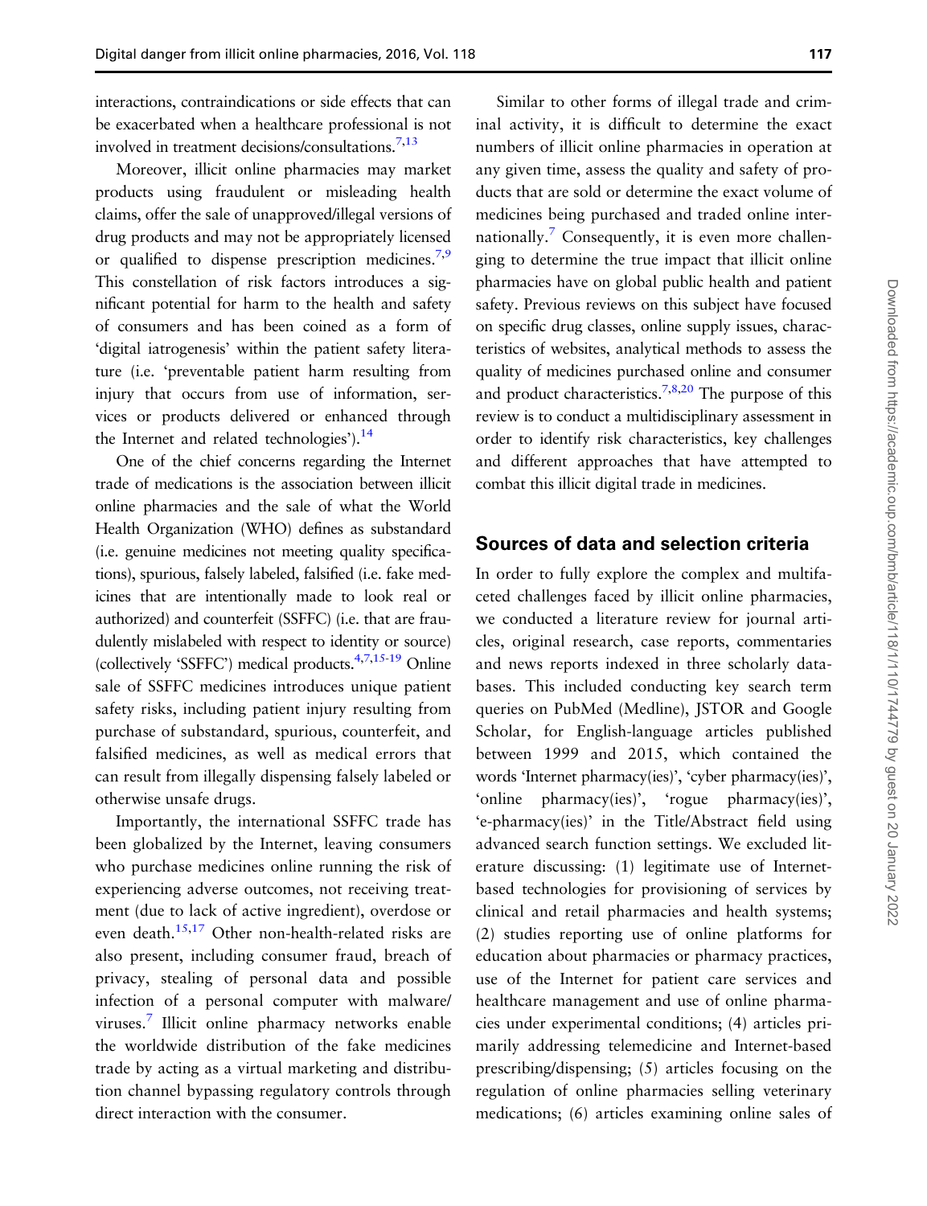interactions, contraindications or side effects that can be exacerbated when a healthcare professional is not involved in treatment decisions/consultations.[7,13]

Moreover, illicit online pharmacies may market products using fraudulent or misleading health claims, offer the sale of unapproved/illegal versions of drug products and may not be appropriately licensed or qualified to dispense prescription medicines.[7,9] This constellation of risk factors introduces a significant potential for harm to the health and safety of consumers and has been coined as a form of 'digital iatrogenesis' within the patient safety literature (i.e. 'preventable patient harm resulting from injury that occurs from use of information, services or products delivered or enhanced through the Internet and related technologies').[14]

One of the chief concerns regarding the Internet trade of medications is the association between illicit online pharmacies and the sale of what the World Health Organization (WHO) defines as substandard (i.e. genuine medicines not meeting quality specifications), spurious, falsely labeled, falsified (i.e. fake medicines that are intentionally made to look real or authorized) and counterfeit (SSFFC) (i.e. that are fraudulently mislabeled with respect to identity or source) (collectively 'SSFFC') medical products.[4,7,15-19] Online sale of SSFFC medicines introduces unique patient safety risks, including patient injury resulting from purchase of substandard, spurious, counterfeit, and falsified medicines, as well as medical errors that can result from illegally dispensing falsely labeled or otherwise unsafe drugs.

Importantly, the international SSFFC trade has been globalized by the Internet, leaving consumers who purchase medicines online running the risk of experiencing adverse outcomes, not receiving treatment (due to lack of active ingredient), overdose or even death.[15,17] Other non-health-related risks are also present, including consumer fraud, breach of privacy, stealing of personal data and possible infection of a personal computer with malware/viruses.[7] Illicit online pharmacy networks enable the worldwide distribution of the fake medicines trade by acting as a virtual marketing and distribution channel bypassing regulatory controls through direct interaction with the consumer.

Similar to other forms of illegal trade and criminal activity, it is difficult to determine the exact numbers of illicit online pharmacies in operation at any given time, assess the quality and safety of products that are sold or determine the exact volume of medicines being purchased and traded online internationally.[7] Consequently, it is even more challenging to determine the true impact that illicit online pharmacies have on global public health and patient safety. Previous reviews on this subject have focused on specific drug classes, online supply issues, characteristics of websites, analytical methods to assess the quality of medicines purchased online and consumer and product characteristics.[7,8,20] The purpose of this review is to conduct a multidisciplinary assessment in order to identify risk characteristics, key challenges and different approaches that have attempted to combat this illicit digital trade in medicines.

## Sources of data and selection criteria

In order to fully explore the complex and multifaceted challenges faced by illicit online pharmacies, we conducted a literature review for journal articles, original research, case reports, commentaries and news reports indexed in three scholarly databases. This included conducting key search term queries on PubMed (Medline), JSTOR and Google Scholar, for English-language articles published between 1999 and 2015, which contained the words 'Internet pharmacy(ies)', 'cyber pharmacy(ies)', 'online pharmacy(ies)', 'rogue pharmacy(ies)', 'e-pharmacy(ies)' in the Title/Abstract field using advanced search function settings. We excluded literature discussing: (1) legitimate use of Internet-based technologies for provisioning of services by clinical and retail pharmacies and health systems; (2) studies reporting use of online platforms for education about pharmacies or pharmacy practices, use of the Internet for patient care services and healthcare management and use of online pharmacies under experimental conditions; (4) articles primarily addressing telemedicine and Internet-based prescribing/dispensing; (5) articles focusing on the regulation of online pharmacies selling veterinary medications; (6) articles examining online sales of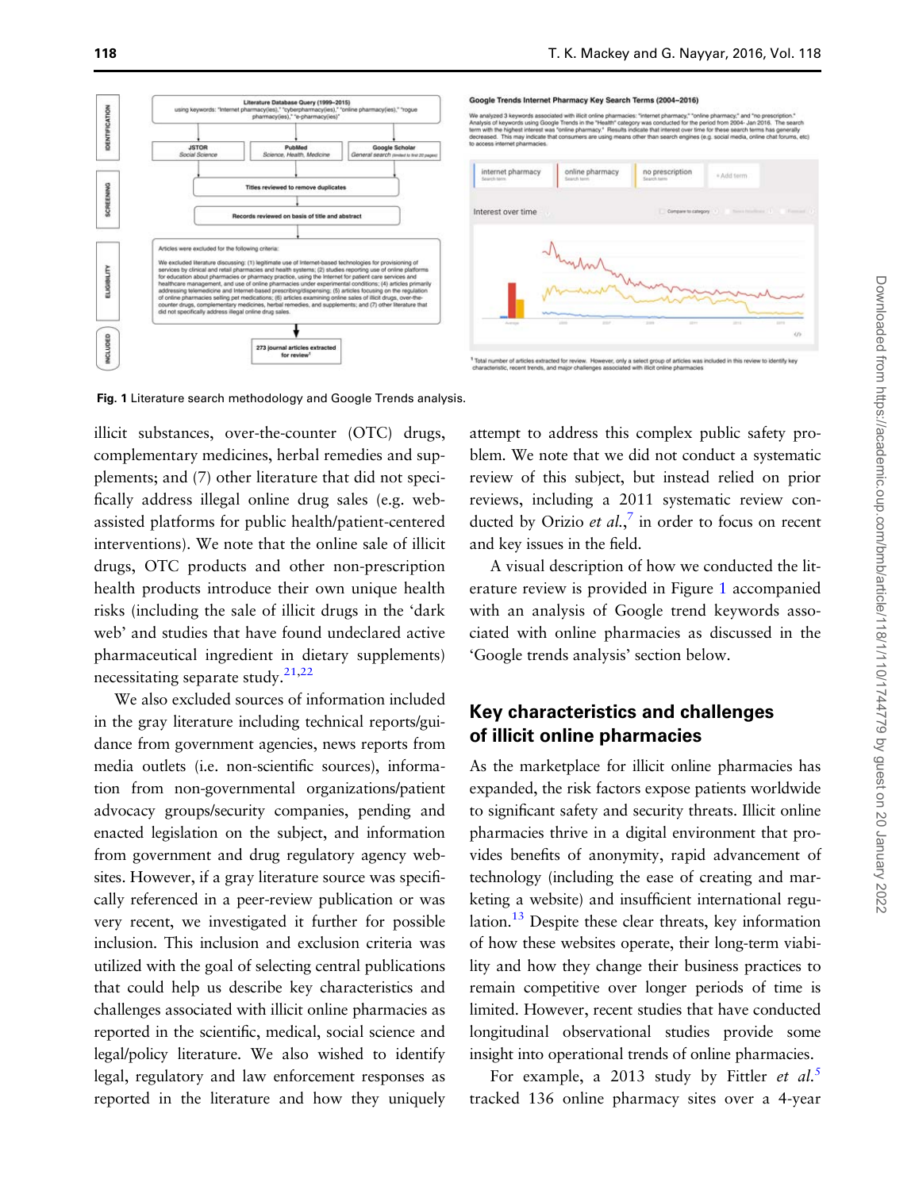Fig. 1 Literature search methodology and Google Trends analysis.

illicit substances, over-the-counter (OTC) drugs, complementary medicines, herbal remedies and supplements; and (7) other literature that did not specifically address illegal online drug sales (e.g. web-assisted platforms for public health/patient-centered interventions). We note that the online sale of illicit drugs, OTC products and other non-prescription health products introduce their own unique health risks (including the sale of illicit drugs in the 'dark web' and studies that have found undeclared active pharmaceutical ingredient in dietary supplements) necessitating separate study.[21,22]

We also excluded sources of information included in the gray literature including technical reports/guidance from government agencies, news reports from media outlets (i.e. non-scientific sources), information from non-governmental organizations/patient advocacy groups/security companies, pending and enacted legislation on the subject, and information from government and drug regulatory agency websites. However, if a gray literature source was specifically referenced in a peer-review publication or was very recent, we investigated it further for possible inclusion. This inclusion and exclusion criteria was utilized with the goal of selecting central publications that could help us describe key characteristics and challenges associated with illicit online pharmacies as reported in the scientific, medical, social science and legal/policy literature. We also wished to identify legal, regulatory and law enforcement responses as reported in the literature and how they uniquely attempt to address this complex public safety problem. We note that we did not conduct a systematic review of this subject, but instead relied on prior reviews, including a 2011 systematic review conducted by Orizio *et al.*,[7] in order to focus on recent and key issues in the field.

A visual description of how we conducted the literature review is provided in Figure 1 accompanied with an analysis of Google trend keywords associated with online pharmacies as discussed in the 'Google trends analysis' section below.

## Key characteristics and challenges of illicit online pharmacies

As the marketplace for illicit online pharmacies has expanded, the risk factors expose patients worldwide to significant safety and security threats. Illicit online pharmacies thrive in a digital environment that provides benefits of anonymity, rapid advancement of technology (including the ease of creating and marketing a website) and insufficient international regulation.[13] Despite these clear threats, key information of how these websites operate, their long-term viability and how they change their business practices to remain competitive over longer periods of time is limited. However, recent studies that have conducted longitudinal observational studies provide some insight into operational trends of online pharmacies.

For example, a 2013 study by Fittler *et al.*[5] tracked 136 online pharmacy sites over a 4-year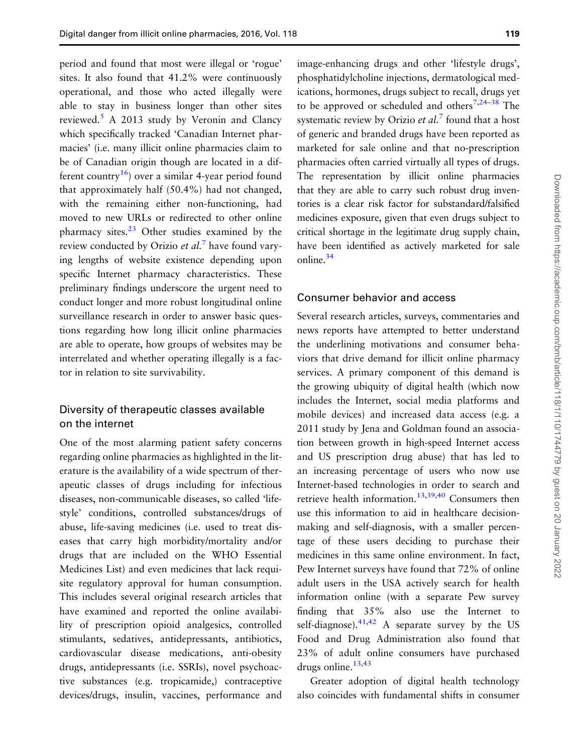period and found that most were illegal or 'rogue' sites. It also found that 41.2% were continuously operational, and those who acted illegally were able to stay in business longer than other sites reviewed.[5] A 2013 study by Veronin and Clancy which specifically tracked 'Canadian Internet pharmacies' (i.e. many illicit online pharmacies claim to be of Canadian origin though are located in a different country[16]) over a similar 4-year period found that approximately half (50.4%) had not changed, with the remaining either non-functioning, had moved to new URLs or redirected to other online pharmacy sites.[23] Other studies examined by the review conducted by Orizio *et al.*[7] have found varying lengths of website existence depending upon specific Internet pharmacy characteristics. These preliminary findings underscore the urgent need to conduct longer and more robust longitudinal online surveillance research in order to answer basic questions regarding how long illicit online pharmacies are able to operate, how groups of websites may be interrelated and whether operating illegally is a factor in relation to site survivability.

## Diversity of therapeutic classes available on the internet

One of the most alarming patient safety concerns regarding online pharmacies as highlighted in the literature is the availability of a wide spectrum of therapeutic classes of drugs including for infectious diseases, non-communicable diseases, so called 'lifestyle' conditions, controlled substances/drugs of abuse, life-saving medicines (i.e. used to treat diseases that carry high morbidity/mortality and/or drugs that are included on the WHO Essential Medicines List) and even medicines that lack requisite regulatory approval for human consumption. This includes several original research articles that have examined and reported the online availability of prescription opioid analgesics, controlled stimulants, sedatives, antidepressants, antibiotics, cardiovascular disease medications, anti-obesity drugs, antidepressants (i.e. SSRIs), novel psychoactive substances (e.g. tropicamide,) contraceptive devices/drugs, insulin, vaccines, performance and image-enhancing drugs and other 'lifestyle drugs', phosphatidylcholine injections, dermatological medications, hormones, drugs subject to recall, drugs yet to be approved or scheduled and others[7,24–38] The systematic review by Orizio *et al.*[7] found that a host of generic and branded drugs have been reported as marketed for sale online and that no-prescription pharmacies often carried virtually all types of drugs. The representation by illicit online pharmacies that they are able to carry such robust drug inventories is a clear risk factor for substandard/falsified medicines exposure, given that even drugs subject to critical shortage in the legitimate drug supply chain, have been identified as actively marketed for sale online.[34]

## Consumer behavior and access

Several research articles, surveys, commentaries and news reports have attempted to better understand the underlining motivations and consumer behaviors that drive demand for illicit online pharmacy services. A primary component of this demand is the growing ubiquity of digital health (which now includes the Internet, social media platforms and mobile devices) and increased data access (e.g. a 2011 study by Jena and Goldman found an association between growth in high-speed Internet access and US prescription drug abuse) that has led to an increasing percentage of users who now use Internet-based technologies in order to search and retrieve health information.[13,39,40] Consumers then use this information to aid in healthcare decision-making and self-diagnosis, with a smaller percentage of these users deciding to purchase their medicines in this same online environment. In fact, Pew Internet surveys have found that 72% of online adult users in the USA actively search for health information online (with a separate Pew survey finding that 35% also use the Internet to self-diagnose).[41,42] A separate survey by the US Food and Drug Administration also found that 23% of adult online consumers have purchased drugs online.[13,43]

Greater adoption of digital health technology also coincides with fundamental shifts in consumer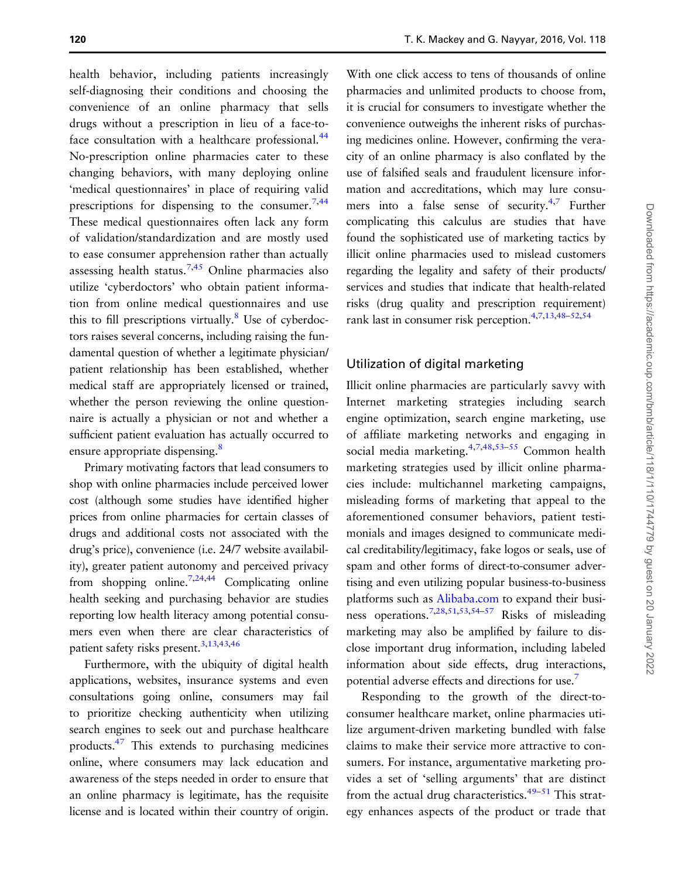health behavior, including patients increasingly self-diagnosing their conditions and choosing the convenience of an online pharmacy that sells drugs without a prescription in lieu of a face-to-face consultation with a healthcare professional.[44] No-prescription online pharmacies cater to these changing behaviors, with many deploying online 'medical questionnaires' in place of requiring valid prescriptions for dispensing to the consumer.[7,44] These medical questionnaires often lack any form of validation/standardization and are mostly used to ease consumer apprehension rather than actually assessing health status.[7,45] Online pharmacies also utilize 'cyberdoctors' who obtain patient information from online medical questionnaires and use this to fill prescriptions virtually.[8] Use of cyberdoctors raises several concerns, including raising the fundamental question of whether a legitimate physician/patient relationship has been established, whether medical staff are appropriately licensed or trained, whether the person reviewing the online questionnaire is actually a physician or not and whether a sufficient patient evaluation has actually occurred to ensure appropriate dispensing.[8]

Primary motivating factors that lead consumers to shop with online pharmacies include perceived lower cost (although some studies have identified higher prices from online pharmacies for certain classes of drugs and additional costs not associated with the drug's price), convenience (i.e. 24/7 website availability), greater patient autonomy and perceived privacy from shopping online.[7,24,44] Complicating online health seeking and purchasing behavior are studies reporting low health literacy among potential consumers even when there are clear characteristics of patient safety risks present.[3,13,43,46]

Furthermore, with the ubiquity of digital health applications, websites, insurance systems and even consultations going online, consumers may fail to prioritize checking authenticity when utilizing search engines to seek out and purchase healthcare products.[47] This extends to purchasing medicines online, where consumers may lack education and awareness of the steps needed in order to ensure that an online pharmacy is legitimate, has the requisite license and is located within their country of origin. With one click access to tens of thousands of online pharmacies and unlimited products to choose from, it is crucial for consumers to investigate whether the convenience outweighs the inherent risks of purchasing medicines online. However, confirming the veracity of an online pharmacy is also conflated by the use of falsified seals and fraudulent licensure information and accreditations, which may lure consumers into a false sense of security.[4,7] Further complicating this calculus are studies that have found the sophisticated use of marketing tactics by illicit online pharmacies used to mislead customers regarding the legality and safety of their products/services and studies that indicate that health-related risks (drug quality and prescription requirement) rank last in consumer risk perception.[4,7,13,48–52,54]

## Utilization of digital marketing

Illicit online pharmacies are particularly savvy with Internet marketing strategies including search engine optimization, search engine marketing, use of affiliate marketing networks and engaging in social media marketing.[4,7,48,53–55] Common health marketing strategies used by illicit online pharmacies include: multichannel marketing campaigns, misleading forms of marketing that appeal to the aforementioned consumer behaviors, patient testimonials and images designed to communicate medical creditability/legitimacy, fake logos or seals, use of spam and other forms of direct-to-consumer advertising and even utilizing popular business-to-business platforms such as Alibaba.com to expand their business operations.[7,28,51,53,54–57] Risks of misleading marketing may also be amplified by failure to disclose important drug information, including labeled information about side effects, drug interactions, potential adverse effects and directions for use.[7]

Responding to the growth of the direct-to-consumer healthcare market, online pharmacies utilize argument-driven marketing bundled with false claims to make their service more attractive to consumers. For instance, argumentative marketing provides a set of 'selling arguments' that are distinct from the actual drug characteristics.[49–51] This strategy enhances aspects of the product or trade that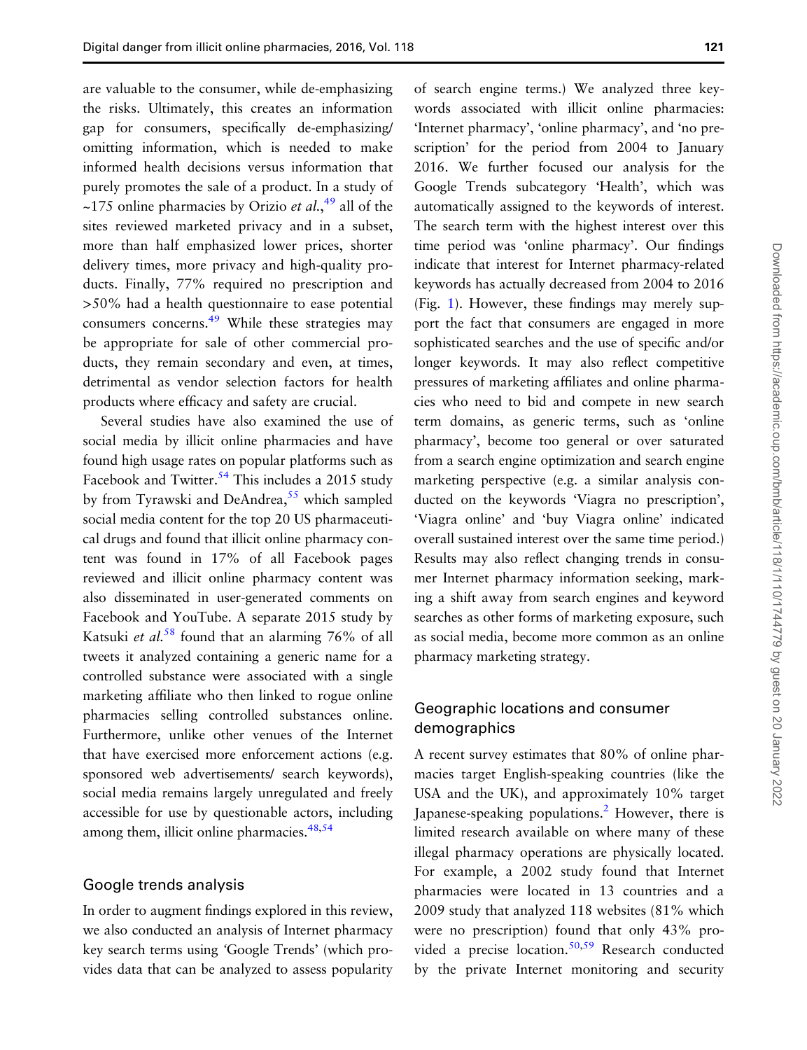are valuable to the consumer, while de-emphasizing the risks. Ultimately, this creates an information gap for consumers, specifically de-emphasizing/omitting information, which is needed to make informed health decisions versus information that purely promotes the sale of a product. In a study of ~175 online pharmacies by Orizio *et al.*,[49] all of the sites reviewed marketed privacy and in a subset, more than half emphasized lower prices, shorter delivery times, more privacy and high-quality products. Finally, 77% required no prescription and >50% had a health questionnaire to ease potential consumers concerns.[49] While these strategies may be appropriate for sale of other commercial products, they remain secondary and even, at times, detrimental as vendor selection factors for health products where efficacy and safety are crucial.

Several studies have also examined the use of social media by illicit online pharmacies and have found high usage rates on popular platforms such as Facebook and Twitter.[54] This includes a 2015 study by from Tyrawski and DeAndrea,[55] which sampled social media content for the top 20 US pharmaceutical drugs and found that illicit online pharmacy content was found in 17% of all Facebook pages reviewed and illicit online pharmacy content was also disseminated in user-generated comments on Facebook and YouTube. A separate 2015 study by Katsuki *et al.*[58] found that an alarming 76% of all tweets it analyzed containing a generic name for a controlled substance were associated with a single marketing affiliate who then linked to rogue online pharmacies selling controlled substances online. Furthermore, unlike other venues of the Internet that have exercised more enforcement actions (e.g. sponsored web advertisements/ search keywords), social media remains largely unregulated and freely accessible for use by questionable actors, including among them, illicit online pharmacies.[48,54]

## Google trends analysis

In order to augment findings explored in this review, we also conducted an analysis of Internet pharmacy key search terms using 'Google Trends' (which provides data that can be analyzed to assess popularity of search engine terms.) We analyzed three keywords associated with illicit online pharmacies: 'Internet pharmacy', 'online pharmacy', and 'no prescription' for the period from 2004 to January 2016. We further focused our analysis for the Google Trends subcategory 'Health', which was automatically assigned to the keywords of interest. The search term with the highest interest over this time period was 'online pharmacy'. Our findings indicate that interest for Internet pharmacy-related keywords has actually decreased from 2004 to 2016 (Fig. 1). However, these findings may merely support the fact that consumers are engaged in more sophisticated searches and the use of specific and/or longer keywords. It may also reflect competitive pressures of marketing affiliates and online pharmacies who need to bid and compete in new search term domains, as generic terms, such as 'online pharmacy', become too general or over saturated from a search engine optimization and search engine marketing perspective (e.g. a similar analysis conducted on the keywords 'Viagra no prescription', 'Viagra online' and 'buy Viagra online' indicated overall sustained interest over the same time period.) Results may also reflect changing trends in consumer Internet pharmacy information seeking, marking a shift away from search engines and keyword searches as other forms of marketing exposure, such as social media, become more common as an online pharmacy marketing strategy.

## Geographic locations and consumer demographics

A recent survey estimates that 80% of online pharmacies target English-speaking countries (like the USA and the UK), and approximately 10% target Japanese-speaking populations.[2] However, there is limited research available on where many of these illegal pharmacy operations are physically located. For example, a 2002 study found that Internet pharmacies were located in 13 countries and a 2009 study that analyzed 118 websites (81% which were no prescription) found that only 43% provided a precise location.[50,59] Research conducted by the private Internet monitoring and security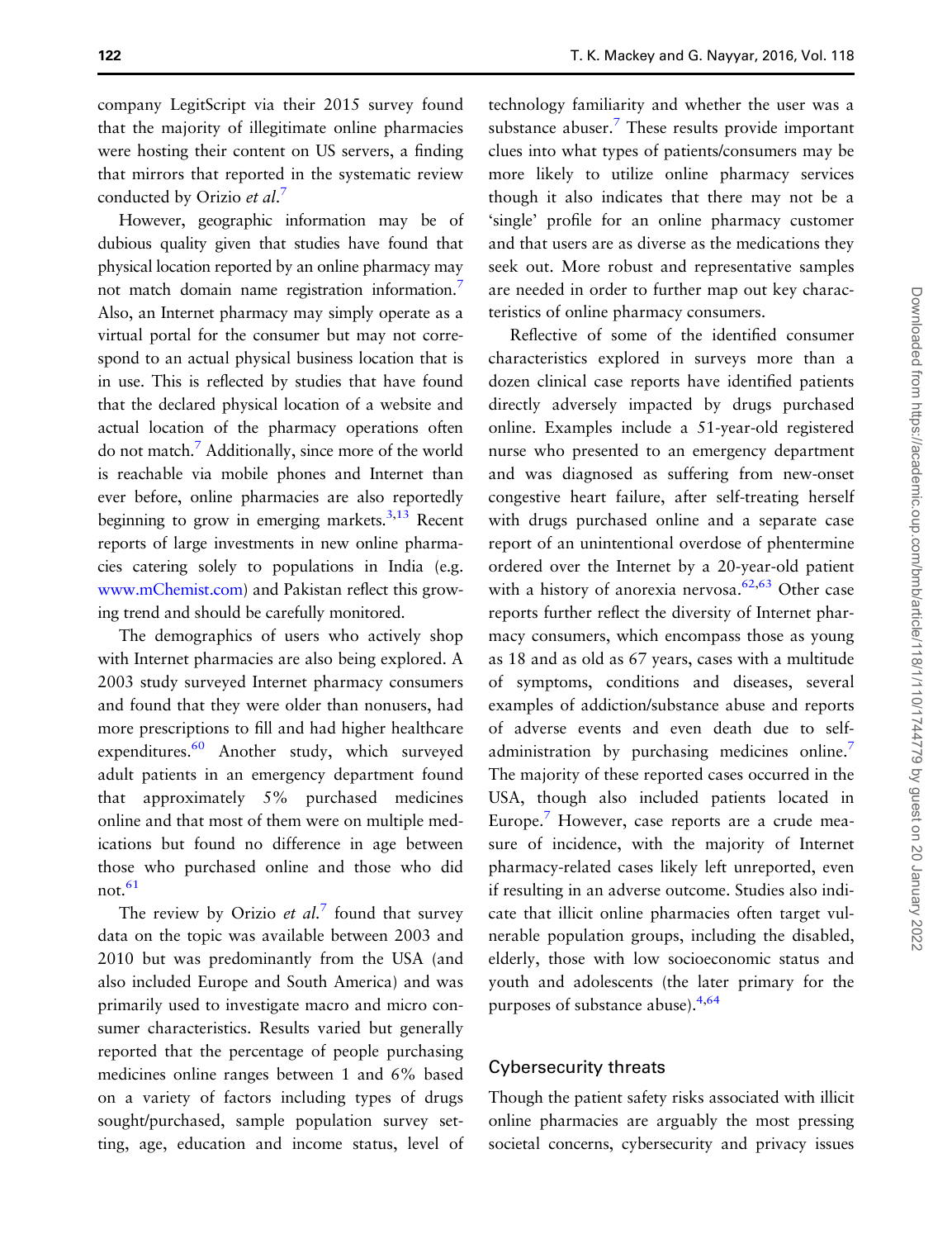company LegitScript via their 2015 survey found that the majority of illegitimate online pharmacies were hosting their content on US servers, a finding that mirrors that reported in the systematic review conducted by Orizio *et al.*[7]

However, geographic information may be of dubious quality given that studies have found that physical location reported by an online pharmacy may not match domain name registration information.[7] Also, an Internet pharmacy may simply operate as a virtual portal for the consumer but may not correspond to an actual physical business location that is in use. This is reflected by studies that have found that the declared physical location of a website and actual location of the pharmacy operations often do not match.[7] Additionally, since more of the world is reachable via mobile phones and Internet than ever before, online pharmacies are also reportedly beginning to grow in emerging markets.[3,13] Recent reports of large investments in new online pharmacies catering solely to populations in India (e.g. www.mChemist.com) and Pakistan reflect this growing trend and should be carefully monitored.

The demographics of users who actively shop with Internet pharmacies are also being explored. A 2003 study surveyed Internet pharmacy consumers and found that they were older than nonusers, had more prescriptions to fill and had higher healthcare expenditures.[60] Another study, which surveyed adult patients in an emergency department found that approximately 5% purchased medicines online and that most of them were on multiple medications but found no difference in age between those who purchased online and those who did not.[61]

The review by Orizio *et al.*[7] found that survey data on the topic was available between 2003 and 2010 but was predominantly from the USA (and also included Europe and South America) and was primarily used to investigate macro and micro consumer characteristics. Results varied but generally reported that the percentage of people purchasing medicines online ranges between 1 and 6% based on a variety of factors including types of drugs sought/purchased, sample population survey setting, age, education and income status, level of technology familiarity and whether the user was a substance abuser.[7] These results provide important clues into what types of patients/consumers may be more likely to utilize online pharmacy services though it also indicates that there may not be a 'single' profile for an online pharmacy customer and that users are as diverse as the medications they seek out. More robust and representative samples are needed in order to further map out key characteristics of online pharmacy consumers.

Reflective of some of the identified consumer characteristics explored in surveys more than a dozen clinical case reports have identified patients directly adversely impacted by drugs purchased online. Examples include a 51-year-old registered nurse who presented to an emergency department and was diagnosed as suffering from new-onset congestive heart failure, after self-treating herself with drugs purchased online and a separate case report of an unintentional overdose of phentermine ordered over the Internet by a 20-year-old patient with a history of anorexia nervosa.[62,63] Other case reports further reflect the diversity of Internet pharmacy consumers, which encompass those as young as 18 and as old as 67 years, cases with a multitude of symptoms, conditions and diseases, several examples of addiction/substance abuse and reports of adverse events and even death due to self-administration by purchasing medicines online.[7] The majority of these reported cases occurred in the USA, though also included patients located in Europe.[7] However, case reports are a crude measure of incidence, with the majority of Internet pharmacy-related cases likely left unreported, even if resulting in an adverse outcome. Studies also indicate that illicit online pharmacies often target vulnerable population groups, including the disabled, elderly, those with low socioeconomic status and youth and adolescents (the later primary for the purposes of substance abuse).[4,64]

## Cybersecurity threats

Though the patient safety risks associated with illicit online pharmacies are arguably the most pressing societal concerns, cybersecurity and privacy issues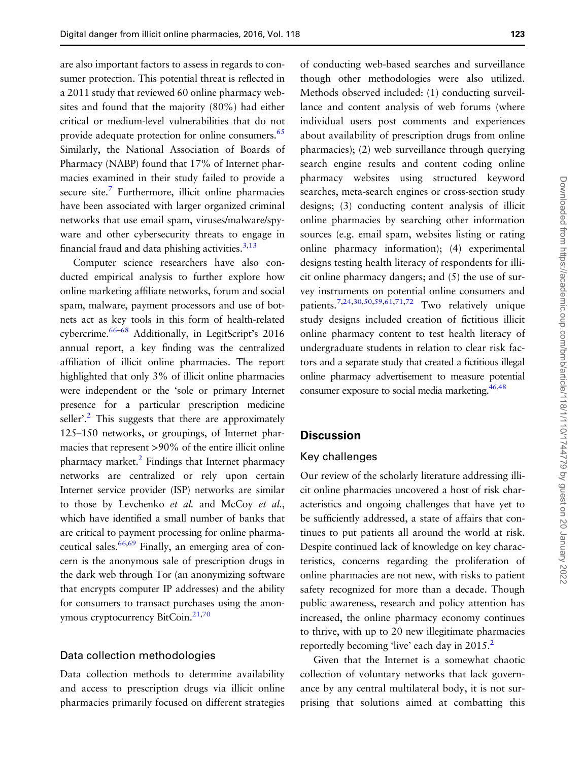are also important factors to assess in regards to consumer protection. This potential threat is reflected in a 2011 study that reviewed 60 online pharmacy websites and found that the majority (80%) had either critical or medium-level vulnerabilities that do not provide adequate protection for online consumers.[65] Similarly, the National Association of Boards of Pharmacy (NABP) found that 17% of Internet pharmacies examined in their study failed to provide a secure site.[7] Furthermore, illicit online pharmacies have been associated with larger organized criminal networks that use email spam, viruses/malware/spyware and other cybersecurity threats to engage in financial fraud and data phishing activities.[3,13]

Computer science researchers have also conducted empirical analysis to further explore how online marketing affiliate networks, forum and social spam, malware, payment processors and use of botnets act as key tools in this form of health-related cybercrime.[66–68] Additionally, in LegitScript's 2016 annual report, a key finding was the centralized affiliation of illicit online pharmacies. The report highlighted that only 3% of illicit online pharmacies were independent or the 'sole or primary Internet presence for a particular prescription medicine seller'.[2] This suggests that there are approximately 125–150 networks, or groupings, of Internet pharmacies that represent >90% of the entire illicit online pharmacy market.[2] Findings that Internet pharmacy networks are centralized or rely upon certain Internet service provider (ISP) networks are similar to those by Levchenko *et al.* and McCoy *et al.*, which have identified a small number of banks that are critical to payment processing for online pharmaceutical sales.[66,69] Finally, an emerging area of concern is the anonymous sale of prescription drugs in the dark web through Tor (an anonymizing software that encrypts computer IP addresses) and the ability for consumers to transact purchases using the anonymous cryptocurrency BitCoin.[21,70]

### Data collection methodologies

Data collection methods to determine availability and access to prescription drugs via illicit online pharmacies primarily focused on different strategies of conducting web-based searches and surveillance though other methodologies were also utilized. Methods observed included: (1) conducting surveillance and content analysis of web forums (where individual users post comments and experiences about availability of prescription drugs from online pharmacies); (2) web surveillance through querying search engine results and content coding online pharmacy websites using structured keyword searches, meta-search engines or cross-section study designs; (3) conducting content analysis of illicit online pharmacies by searching other information sources (e.g. email spam, websites listing or rating online pharmacy information); (4) experimental designs testing health literacy of respondents for illicit online pharmacy dangers; and (5) the use of survey instruments on potential online consumers and patients.[7,24,30,50,59,61,71,72] Two relatively unique study designs included creation of fictitious illicit online pharmacy content to test health literacy of undergraduate students in relation to clear risk factors and a separate study that created a fictitious illegal online pharmacy advertisement to measure potential consumer exposure to social media marketing.[46,48]

## Discussion

### Key challenges

Our review of the scholarly literature addressing illicit online pharmacies uncovered a host of risk characteristics and ongoing challenges that have yet to be sufficiently addressed, a state of affairs that continues to put patients all around the world at risk. Despite continued lack of knowledge on key characteristics, concerns regarding the proliferation of online pharmacies are not new, with risks to patient safety recognized for more than a decade. Though public awareness, research and policy attention has increased, the online pharmacy economy continues to thrive, with up to 20 new illegitimate pharmacies reportedly becoming 'live' each day in 2015.[2]

Given that the Internet is a somewhat chaotic collection of voluntary networks that lack governance by any central multilateral body, it is not surprising that solutions aimed at combatting this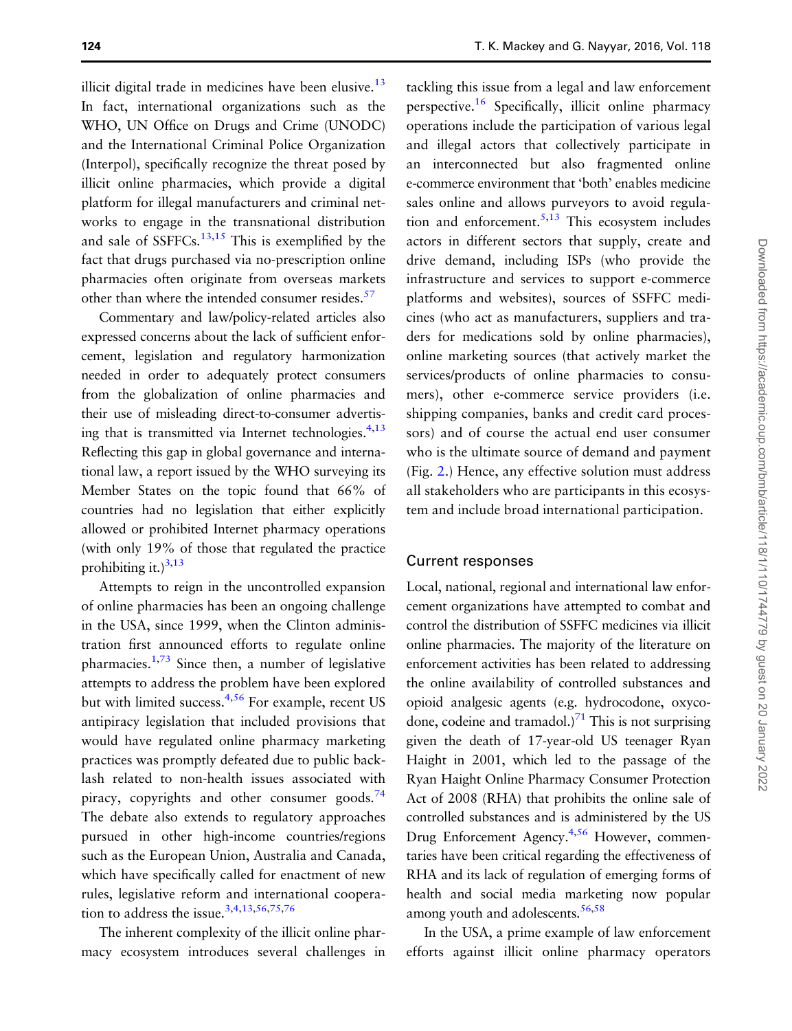illicit digital trade in medicines have been elusive.[13] In fact, international organizations such as the WHO, UN Office on Drugs and Crime (UNODC) and the International Criminal Police Organization (Interpol), specifically recognize the threat posed by illicit online pharmacies, which provide a digital platform for illegal manufacturers and criminal networks to engage in the transnational distribution and sale of SSFFCs.[13,15] This is exemplified by the fact that drugs purchased via no-prescription online pharmacies often originate from overseas markets other than where the intended consumer resides.[57]

Commentary and law/policy-related articles also expressed concerns about the lack of sufficient enforcement, legislation and regulatory harmonization needed in order to adequately protect consumers from the globalization of online pharmacies and their use of misleading direct-to-consumer advertising that is transmitted via Internet technologies.[4,13] Reflecting this gap in global governance and international law, a report issued by the WHO surveying its Member States on the topic found that 66% of countries had no legislation that either explicitly allowed or prohibited Internet pharmacy operations (with only 19% of those that regulated the practice prohibiting it.)[3,13]

Attempts to reign in the uncontrolled expansion of online pharmacies has been an ongoing challenge in the USA, since 1999, when the Clinton administration first announced efforts to regulate online pharmacies.[1,73] Since then, a number of legislative attempts to address the problem have been explored but with limited success.[4,56] For example, recent US antipiracy legislation that included provisions that would have regulated online pharmacy marketing practices was promptly defeated due to public backlash related to non-health issues associated with piracy, copyrights and other consumer goods.[74] The debate also extends to regulatory approaches pursued in other high-income countries/regions such as the European Union, Australia and Canada, which have specifically called for enactment of new rules, legislative reform and international cooperation to address the issue.[3,4,13,56,75,76]

The inherent complexity of the illicit online pharmacy ecosystem introduces several challenges in tackling this issue from a legal and law enforcement perspective.[16] Specifically, illicit online pharmacy operations include the participation of various legal and illegal actors that collectively participate in an interconnected but also fragmented online e-commerce environment that 'both' enables medicine sales online and allows purveyors to avoid regulation and enforcement.[5,13] This ecosystem includes actors in different sectors that supply, create and drive demand, including ISPs (who provide the infrastructure and services to support e-commerce platforms and websites), sources of SSFFC medicines (who act as manufacturers, suppliers and traders for medications sold by online pharmacies), online marketing sources (that actively market the services/products of online pharmacies to consumers), other e-commerce service providers (i.e. shipping companies, banks and credit card processors) and of course the actual end user consumer who is the ultimate source of demand and payment (Fig. 2.) Hence, any effective solution must address all stakeholders who are participants in this ecosystem and include broad international participation.

## Current responses

Local, national, regional and international law enforcement organizations have attempted to combat and control the distribution of SSFFC medicines via illicit online pharmacies. The majority of the literature on enforcement activities has been related to addressing the online availability of controlled substances and opioid analgesic agents (e.g. hydrocodone, oxycodone, codeine and tramadol.)[71] This is not surprising given the death of 17-year-old US teenager Ryan Haight in 2001, which led to the passage of the Ryan Haight Online Pharmacy Consumer Protection Act of 2008 (RHA) that prohibits the online sale of controlled substances and is administered by the US Drug Enforcement Agency.[4,56] However, commentaries have been critical regarding the effectiveness of RHA and its lack of regulation of emerging forms of health and social media marketing now popular among youth and adolescents.[56,58]

In the USA, a prime example of law enforcement efforts against illicit online pharmacy operators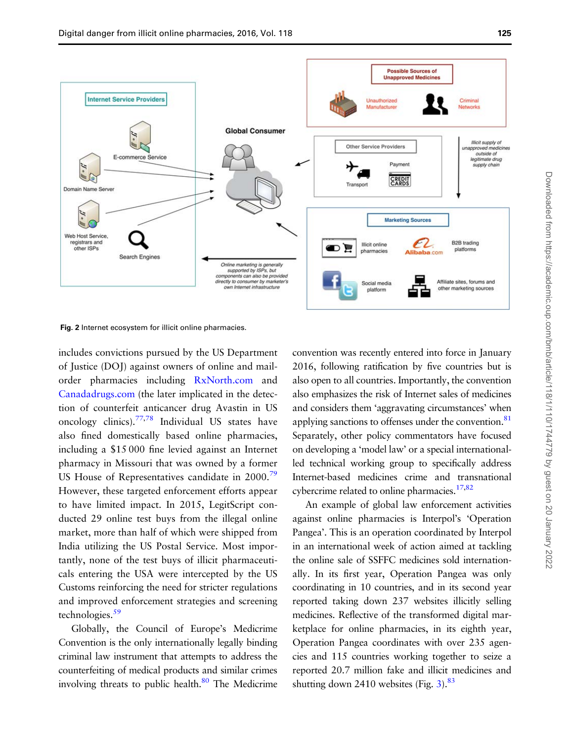Fig. 2 Internet ecosystem for illicit online pharmacies.

includes convictions pursued by the US Department of Justice (DOJ) against owners of online and mail-order pharmacies including RxNorth.com and Canadadrugs.com (the later implicated in the detection of counterfeit anticancer drug Avastin in US oncology clinics).[77,78] Individual US states have also fined domestically based online pharmacies, including a $15 000 fine levied against an Internet pharmacy in Missouri that was owned by a former US House of Representatives candidate in 2000.[79] However, these targeted enforcement efforts appear to have limited impact. In 2015, LegitScript conducted 29 online test buys from the illegal online market, more than half of which were shipped from India utilizing the US Postal Service. Most importantly, none of the test buys of illicit pharmaceuticals entering the USA were intercepted by the US Customs reinforcing the need for stricter regulations and improved enforcement strategies and screening technologies.[59]

Globally, the Council of Europe's Medicrime Convention is the only internationally legally binding criminal law instrument that attempts to address the counterfeiting of medical products and similar crimes involving threats to public health.[80] The Medicrime convention was recently entered into force in January 2016, following ratification by five countries but is also open to all countries. Importantly, the convention also emphasizes the risk of Internet sales of medicines and considers them 'aggravating circumstances' when applying sanctions to offenses under the convention.[81] Separately, other policy commentators have focused on developing a 'model law' or a special international-led technical working group to specifically address Internet-based medicines crime and transnational cybercrime related to online pharmacies.[17,82]

An example of global law enforcement activities against online pharmacies is Interpol's 'Operation Pangea'. This is an operation coordinated by Interpol in an international week of action aimed at tackling the online sale of SSFFC medicines sold internationally. In its first year, Operation Pangea was only coordinating in 10 countries, and in its second year reported taking down 237 websites illicitly selling medicines. Reflective of the transformed digital marketplace for online pharmacies, in its eighth year, Operation Pangea coordinates with over 235 agencies and 115 countries working together to seize a reported 20.7 million fake and illicit medicines and shutting down 2410 websites (Fig. 3).[83]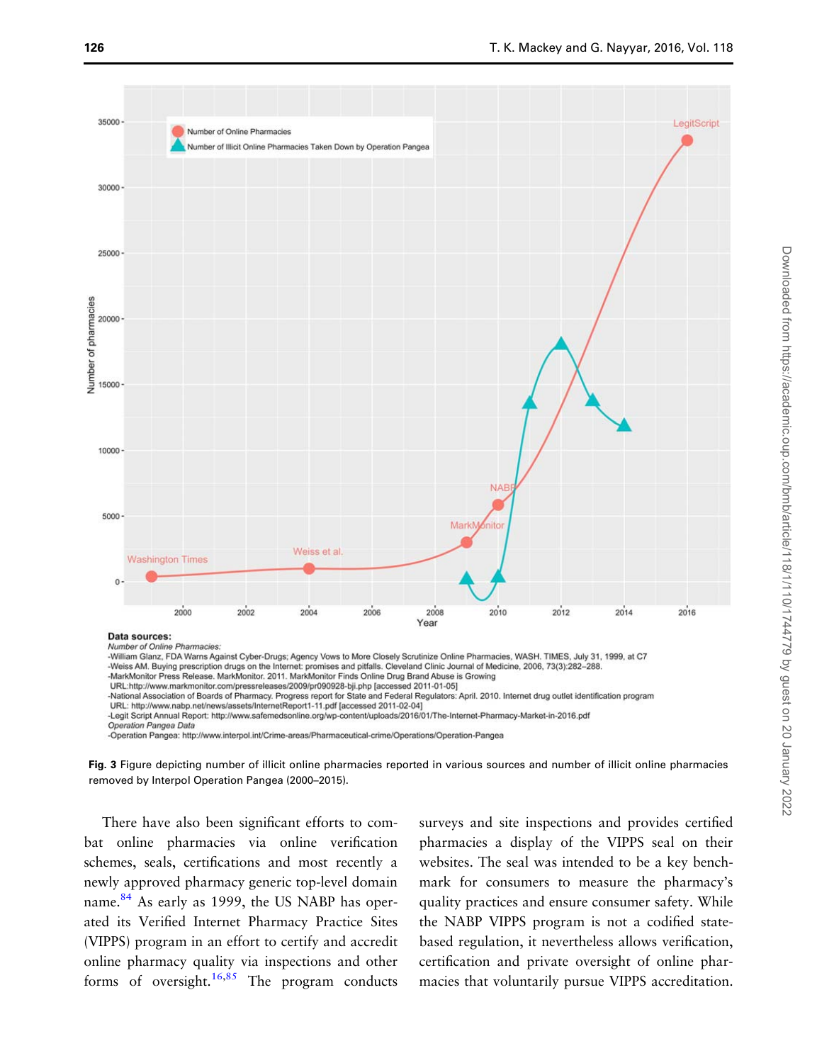**Data sources:**

*Number of Online Pharmacies:*

- William Glanz, FDA Warns Against Cyber-Drugs; Agency Vows to More Closely Scrutinize Online Pharmacies, WASH. TIMES, July 31, 1999, at C7
- Weiss AM. Buying prescription drugs on the Internet: promises and pitfalls. Cleveland Clinic Journal of Medicine, 2006, 73(3):282–288.
- MarkMonitor Press Release. MarkMonitor. 2011. MarkMonitor Finds Online Drug Brand Abuse is Growing URL:http://www.markmonitor.com/pressreleases/2009/pr090928-bji.php [accessed 2011-01-05]
- National Association of Boards of Pharmacy. Progress report for State and Federal Regulators: April. 2010. Internet drug outlet identification program URL: http://www.nabp.net/news/assets/InternetReport1-11.pdf [accessed 2011-02-04]
- Legit Script Annual Report: http://www.safemedsonline.org/wp-content/uploads/2016/01/The-Internet-Pharmacy-Market-in-2016.pdf

*Operation Pangea Data*

- Operation Pangea: http://www.interpol.int/Crime-areas/Pharmaceutical-crime/Operations/Operation-Pangea

**Fig. 3** Figure depicting number of illicit online pharmacies reported in various sources and number of illicit online pharmacies removed by Interpol Operation Pangea (2000–2015).

There have also been significant efforts to combat online pharmacies via online verification schemes, seals, certifications and most recently a newly approved pharmacy generic top-level domain name.[84] As early as 1999, the US NABP has operated its Verified Internet Pharmacy Practice Sites (VIPPS) program in an effort to certify and accredit online pharmacy quality via inspections and other forms of oversight.[16,85] The program conducts surveys and site inspections and provides certified pharmacies a display of the VIPPS seal on their websites. The seal was intended to be a key benchmark for consumers to measure the pharmacy's quality practices and ensure consumer safety. While the NABP VIPPS program is not a codified state-based regulation, it nevertheless allows verification, certification and private oversight of online pharmacies that voluntarily pursue VIPPS accreditation.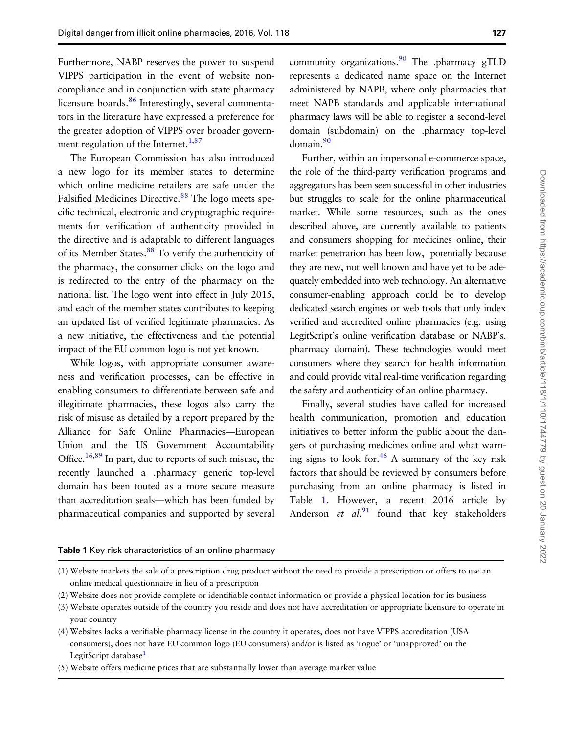Furthermore, NABP reserves the power to suspend VIPPS participation in the event of website non-compliance and in conjunction with state pharmacy licensure boards.[86] Interestingly, several commentators in the literature have expressed a preference for the greater adoption of VIPPS over broader government regulation of the Internet.[1,87]

The European Commission has also introduced a new logo for its member states to determine which online medicine retailers are safe under the Falsified Medicines Directive.[88] The logo meets specific technical, electronic and cryptographic requirements for verification of authenticity provided in the directive and is adaptable to different languages of its Member States.[88] To verify the authenticity of the pharmacy, the consumer clicks on the logo and is redirected to the entry of the pharmacy on the national list. The logo went into effect in July 2015, and each of the member states contributes to keeping an updated list of verified legitimate pharmacies. As a new initiative, the effectiveness and the potential impact of the EU common logo is not yet known.

While logos, with appropriate consumer awareness and verification processes, can be effective in enabling consumers to differentiate between safe and illegitimate pharmacies, these logos also carry the risk of misuse as detailed by a report prepared by the Alliance for Safe Online Pharmacies—European Union and the US Government Accountability Office.[16,89] In part, due to reports of such misuse, the recently launched a .pharmacy generic top-level domain has been touted as a more secure measure than accreditation seals—which has been funded by pharmaceutical companies and supported by several community organizations.[90] The .pharmacy gTLD represents a dedicated name space on the Internet administered by NAPB, where only pharmacies that meet NAPB standards and applicable international pharmacy laws will be able to register a second-level domain (subdomain) on the .pharmacy top-level domain.[90]

Further, within an impersonal e-commerce space, the role of the third-party verification programs and aggregators has been seen successful in other industries but struggles to scale for the online pharmaceutical market. While some resources, such as the ones described above, are currently available to patients and consumers shopping for medicines online, their market penetration has been low, potentially because they are new, not well known and have yet to be adequately embedded into web technology. An alternative consumer-enabling approach could be to develop dedicated search engines or web tools that only index verified and accredited online pharmacies (e.g. using LegitScript's online verification database or NABP's. pharmacy domain). These technologies would meet consumers where they search for health information and could provide vital real-time verification regarding the safety and authenticity of an online pharmacy.

Finally, several studies have called for increased health communication, promotion and education initiatives to better inform the public about the dangers of purchasing medicines online and what warning signs to look for.[46] A summary of the key risk factors that should be reviewed by consumers before purchasing from an online pharmacy is listed in Table 1. However, a recent 2016 article by Anderson *et al.*[91] found that key stakeholders

**Table 1** Key risk characteristics of an online pharmacy

| |
|---|
| (1) Website markets the sale of a prescription drug product without the need to provide a prescription or offers to use an online medical questionnaire in lieu of a prescription |
| (2) Website does not provide complete or identifiable contact information or provide a physical location for its business |
| (3) Website operates outside of the country you reside and does not have accreditation or appropriate licensure to operate in your country |
| (4) Websites lacks a verifiable pharmacy license in the country it operates, does not have VIPPS accreditation (USA consumers), does not have EU common logo (EU consumers) and/or is listed as 'rogue' or 'unapproved' on the LegitScript database[1] |
| (5) Website offers medicine prices that are substantially lower than average market value |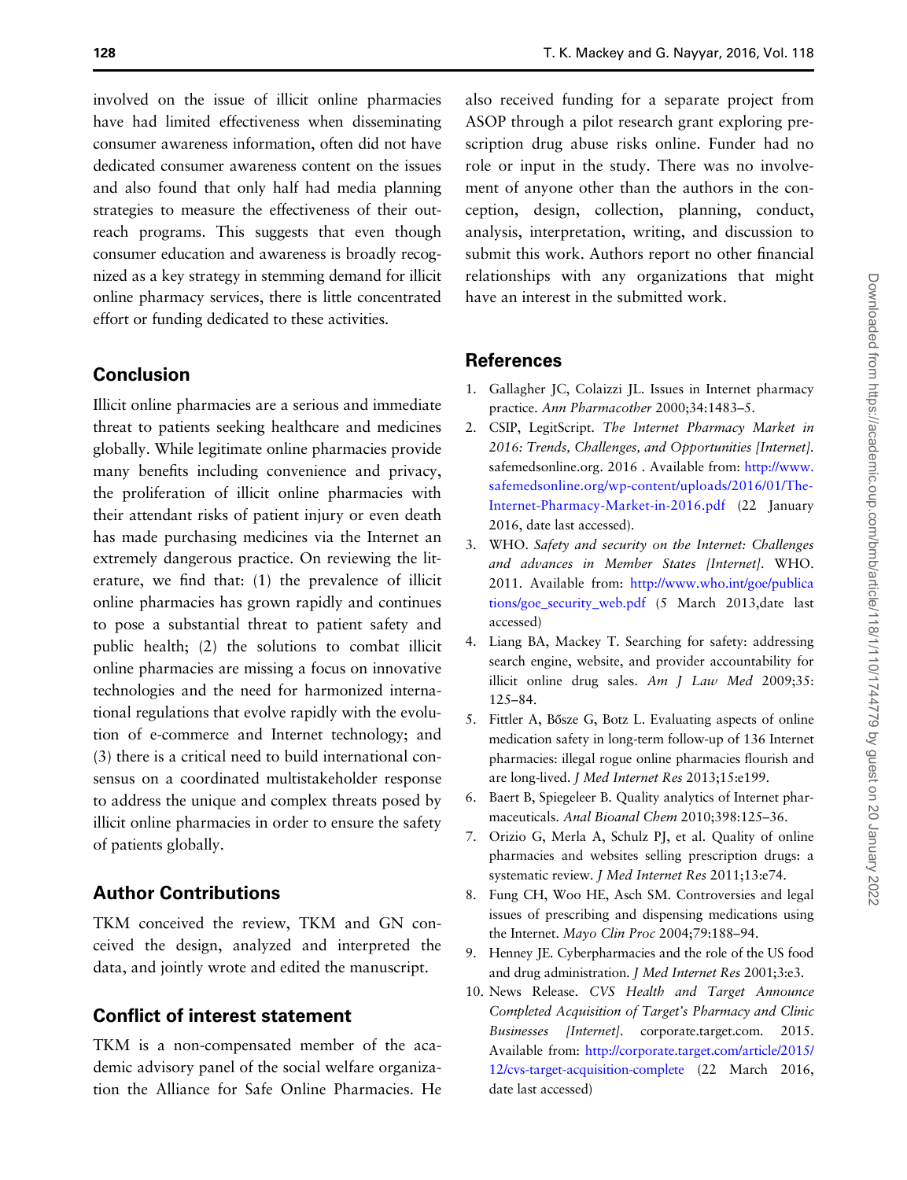involved on the issue of illicit online pharmacies have had limited effectiveness when disseminating consumer awareness information, often did not have dedicated consumer awareness content on the issues and also found that only half had media planning strategies to measure the effectiveness of their outreach programs. This suggests that even though consumer education and awareness is broadly recognized as a key strategy in stemming demand for illicit online pharmacy services, there is little concentrated effort or funding dedicated to these activities.

## Conclusion

Illicit online pharmacies are a serious and immediate threat to patients seeking healthcare and medicines globally. While legitimate online pharmacies provide many benefits including convenience and privacy, the proliferation of illicit online pharmacies with their attendant risks of patient injury or even death has made purchasing medicines via the Internet an extremely dangerous practice. On reviewing the literature, we find that: (1) the prevalence of illicit online pharmacies has grown rapidly and continues to pose a substantial threat to patient safety and public health; (2) the solutions to combat illicit online pharmacies are missing a focus on innovative technologies and the need for harmonized international regulations that evolve rapidly with the evolution of e-commerce and Internet technology; and (3) there is a critical need to build international consensus on a coordinated multistakeholder response to address the unique and complex threats posed by illicit online pharmacies in order to ensure the safety of patients globally.

## Author Contributions

TKM conceived the review, TKM and GN conceived the design, analyzed and interpreted the data, and jointly wrote and edited the manuscript.

## Conflict of interest statement

TKM is a non-compensated member of the academic advisory panel of the social welfare organization the Alliance for Safe Online Pharmacies. He also received funding for a separate project from ASOP through a pilot research grant exploring prescription drug abuse risks online. Funder had no role or input in the study. There was no involvement of anyone other than the authors in the conception, design, collection, planning, conduct, analysis, interpretation, writing, and discussion to submit this work. Authors report no other financial relationships with any organizations that might have an interest in the submitted work.

## References

1. Gallagher JC, Colaizzi JL. Issues in Internet pharmacy practice. *Ann Pharmacother* 2000;34:1483–5.
2. CSIP, LegitScript. *The Internet Pharmacy Market in 2016: Trends, Challenges, and Opportunities [Internet].* safemedsonline.org. 2016 . Available from: http://www.safemedsonline.org/wp-content/uploads/2016/01/The-Internet-Pharmacy-Market-in-2016.pdf (22 January 2016, date last accessed).
3. WHO. *Safety and security on the Internet: Challenges and advances in Member States [Internet].* WHO. 2011. Available from: http://www.who.int/goe/publications/goe_security_web.pdf (5 March 2013,date last accessed)
4. Liang BA, Mackey T. Searching for safety: addressing search engine, website, and provider accountability for illicit online drug sales. *Am J Law Med* 2009;35: 125–84.
5. Fittler A, Bősze G, Botz L. Evaluating aspects of online medication safety in long-term follow-up of 136 Internet pharmacies: illegal rogue online pharmacies flourish and are long-lived. *J Med Internet Res* 2013;15:e199.
6. Baert B, Spiegeleer B. Quality analytics of Internet pharmaceuticals. *Anal Bioanal Chem* 2010;398:125–36.
7. Orizio G, Merla A, Schulz PJ, et al. Quality of online pharmacies and websites selling prescription drugs: a systematic review. *J Med Internet Res* 2011;13:e74.
8. Fung CH, Woo HE, Asch SM. Controversies and legal issues of prescribing and dispensing medications using the Internet. *Mayo Clin Proc* 2004;79:188–94.
9. Henney JE. Cyberpharmacies and the role of the US food and drug administration. *J Med Internet Res* 2001;3:e3.
10. News Release. *CVS Health and Target Announce Completed Acquisition of Target's Pharmacy and Clinic Businesses [Internet].* corporate.target.com. 2015. Available from: http://corporate.target.com/article/2015/12/cvs-target-acquisition-complete (22 March 2016, date last accessed)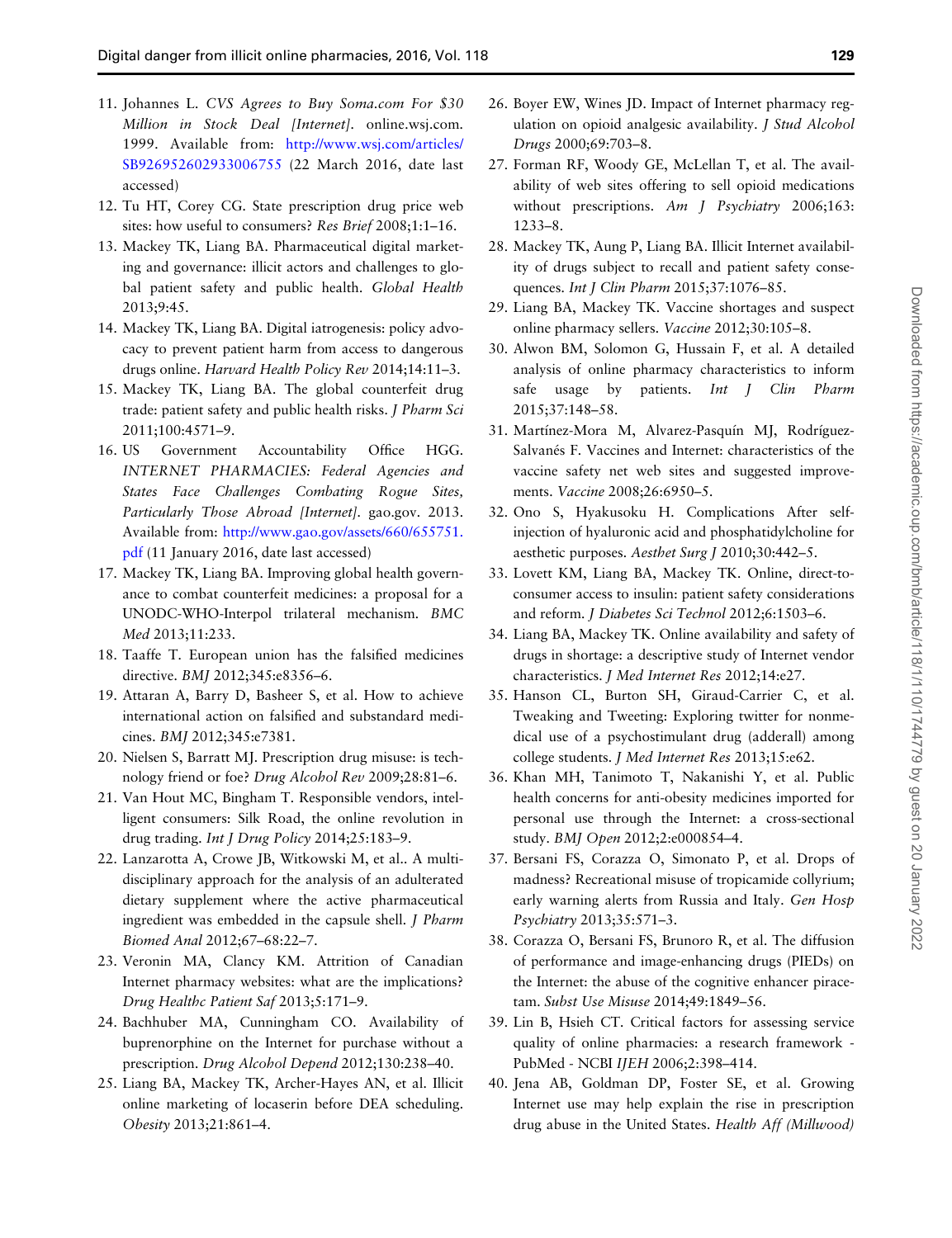11. Johannes L. *CVS Agrees to Buy Soma.com For $30 Million in Stock Deal [Internet]*. online.wsj.com. 1999. Available from: http://www.wsj.com/articles/SB926952602933006755 (22 March 2016, date last accessed)
12. Tu HT, Corey CG. State prescription drug price web sites: how useful to consumers? *Res Brief* 2008;1:1–16.
13. Mackey TK, Liang BA. Pharmaceutical digital marketing and governance: illicit actors and challenges to global patient safety and public health. *Global Health* 2013;9:45.
14. Mackey TK, Liang BA. Digital iatrogenesis: policy advocacy to prevent patient harm from access to dangerous drugs online. *Harvard Health Policy Rev* 2014;14:11–3.
15. Mackey TK, Liang BA. The global counterfeit drug trade: patient safety and public health risks. *J Pharm Sci* 2011;100:4571–9.
16. US Government Accountability Office HGG. *INTERNET PHARMACIES: Federal Agencies and States Face Challenges Combating Rogue Sites, Particularly Those Abroad [Internet]*. gao.gov. 2013. Available from: http://www.gao.gov/assets/660/655751.pdf (11 January 2016, date last accessed)
17. Mackey TK, Liang BA. Improving global health governance to combat counterfeit medicines: a proposal for a UNODC-WHO-Interpol trilateral mechanism. *BMC Med* 2013;11:233.
18. Taaffe T. European union has the falsified medicines directive. *BMJ* 2012;345:e8356–6.
19. Attaran A, Barry D, Basheer S, et al. How to achieve international action on falsified and substandard medicines. *BMJ* 2012;345:e7381.
20. Nielsen S, Barratt MJ. Prescription drug misuse: is technology friend or foe? *Drug Alcohol Rev* 2009;28:81–6.
21. Van Hout MC, Bingham T. Responsible vendors, intelligent consumers: Silk Road, the online revolution in drug trading. *Int J Drug Policy* 2014;25:183–9.
22. Lanzarotta A, Crowe JB, Witkowski M, et al.. A multidisciplinary approach for the analysis of an adulterated dietary supplement where the active pharmaceutical ingredient was embedded in the capsule shell. *J Pharm Biomed Anal* 2012;67–68:22–7.
23. Veronin MA, Clancy KM. Attrition of Canadian Internet pharmacy websites: what are the implications? *Drug Healthc Patient Saf* 2013;5:171–9.
24. Bachhuber MA, Cunningham CO. Availability of buprenorphine on the Internet for purchase without a prescription. *Drug Alcohol Depend* 2012;130:238–40.
25. Liang BA, Mackey TK, Archer-Hayes AN, et al. Illicit online marketing of locaserin before DEA scheduling. *Obesity* 2013;21:861–4.
26. Boyer EW, Wines JD. Impact of Internet pharmacy regulation on opioid analgesic availability. *J Stud Alcohol Drugs* 2000;69:703–8.
27. Forman RF, Woody GE, McLellan T, et al. The availability of web sites offering to sell opioid medications without prescriptions. *Am J Psychiatry* 2006;163:1233–8.
28. Mackey TK, Aung P, Liang BA. Illicit Internet availability of drugs subject to recall and patient safety consequences. *Int J Clin Pharm* 2015;37:1076–85.
29. Liang BA, Mackey TK. Vaccine shortages and suspect online pharmacy sellers. *Vaccine* 2012;30:105–8.
30. Alwon BM, Solomon G, Hussain F, et al. A detailed analysis of online pharmacy characteristics to inform safe usage by patients. *Int J Clin Pharm* 2015;37:148–58.
31. Martínez-Mora M, Alvarez-Pasquín MJ, Rodríguez-Salvanés F. Vaccines and Internet: characteristics of the vaccine safety net web sites and suggested improvements. *Vaccine* 2008;26:6950–5.
32. Ono S, Hyakusoku H. Complications After self-injection of hyaluronic acid and phosphatidylcholine for aesthetic purposes. *Aesthet Surg J* 2010;30:442–5.
33. Lovett KM, Liang BA, Mackey TK. Online, direct-to-consumer access to insulin: patient safety considerations and reform. *J Diabetes Sci Technol* 2012;6:1503–6.
34. Liang BA, Mackey TK. Online availability and safety of drugs in shortage: a descriptive study of Internet vendor characteristics. *J Med Internet Res* 2012;14:e27.
35. Hanson CL, Burton SH, Giraud-Carrier C, et al. Tweaking and Tweeting: Exploring twitter for nonmedical use of a psychostimulant drug (adderall) among college students. *J Med Internet Res* 2013;15:e62.
36. Khan MH, Tanimoto T, Nakanishi Y, et al. Public health concerns for anti-obesity medicines imported for personal use through the Internet: a cross-sectional study. *BMJ Open* 2012;2:e000854–4.
37. Bersani FS, Corazza O, Simonato P, et al. Drops of madness? Recreational misuse of tropicamide collyrium; early warning alerts from Russia and Italy. *Gen Hosp Psychiatry* 2013;35:571–3.
38. Corazza O, Bersani FS, Brunoro R, et al. The diffusion of performance and image-enhancing drugs (PIEDs) on the Internet: the abuse of the cognitive enhancer piracetam. *Subst Use Misuse* 2014;49:1849–56.
39. Lin B, Hsieh CT. Critical factors for assessing service quality of online pharmacies: a research framework - PubMed - NCBI *IJEH* 2006;2:398–414.
40. Jena AB, Goldman DP, Foster SE, et al. Growing Internet use may help explain the rise in prescription drug abuse in the United States. *Health Aff (Millwood)*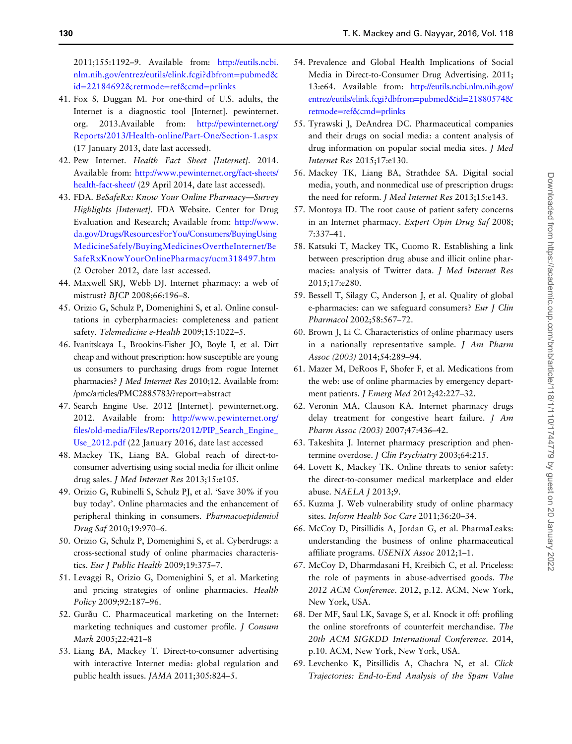2011;155:1192–9. Available from: http://eutils.ncbi.nlm.nih.gov/entrez/eutils/elink.fcgi?dbfrom=pubmed&id=22184692&retmode=ref&cmd=prlinks

41. Fox S, Duggan M. For one-third of U.S. adults, the Internet is a diagnostic tool [Internet]. pewinternet.org. 2013.Available from: http://pewinternet.org/Reports/2013/Health-online/Part-One/Section-1.aspx (17 January 2013, date last accessed).
42. Pew Internet. *Health Fact Sheet [Internet]*. 2014. Available from: http://www.pewinternet.org/fact-sheets/health-fact-sheet/ (29 April 2014, date last accessed).
43. FDA. *BeSafeRx: Know Your Online Pharmacy—Survey Highlights [Internet]*. FDA Website. Center for Drug Evaluation and Research; Available from: http://www.da.gov/Drugs/ResourcesForYou/Consumers/BuyingUsingMedicineSafely/BuyingMedicinesOvertheInternet/BeSafeRxKnowYourOnlinePharmacy/ucm318497.htm (2 October 2012, date last accessed.
44. Maxwell SRJ, Webb DJ. Internet pharmacy: a web of mistrust? *BJCP* 2008;66:196–8.
45. Orizio G, Schulz P, Domenighini S, et al. Online consultations in cyberpharmacies: completeness and patient safety. *Telemedicine e-Health* 2009;15:1022–5.
46. Ivanitskaya L, Brookins-Fisher JO, Boyle I, et al. Dirt cheap and without prescription: how susceptible are young us consumers to purchasing drugs from rogue Internet pharmacies? *J Med Internet Res* 2010;12. Available from: /pmc/articles/PMC2885783/?report=abstract
47. Search Engine Use. 2012 [Internet]. pewinternet.org. 2012. Available from: http://www.pewinternet.org/files/old-media/Files/Reports/2012/PIP_Search_Engine_Use_2012.pdf (22 January 2016, date last accessed
48. Mackey TK, Liang BA. Global reach of direct-to-consumer advertising using social media for illicit online drug sales. *J Med Internet Res* 2013;15:e105.
49. Orizio G, Rubinelli S, Schulz PJ, et al. 'Save 30% if you buy today'. Online pharmacies and the enhancement of peripheral thinking in consumers. *Pharmacoepidemiol Drug Saf* 2010;19:970–6.
50. Orizio G, Schulz P, Domenighini S, et al. Cyberdrugs: a cross-sectional study of online pharmacies characteristics. *Eur J Public Health* 2009;19:375–7.
51. Levaggi R, Orizio G, Domenighini S, et al. Marketing and pricing strategies of online pharmacies. *Health Policy* 2009;92:187–96.
52. Gurău C. Pharmaceutical marketing on the Internet: marketing techniques and customer profile. *J Consum Mark* 2005;22:421–8
53. Liang BA, Mackey T. Direct-to-consumer advertising with interactive Internet media: global regulation and public health issues. *JAMA* 2011;305:824–5.
54. Prevalence and Global Health Implications of Social Media in Direct-to-Consumer Drug Advertising. 2011; 13:e64. Available from: http://eutils.ncbi.nlm.nih.gov/entrez/eutils/elink.fcgi?dbfrom=pubmed&id=21880574&retmode=ref&cmd=prlinks
55. Tyrawski J, DeAndrea DC. Pharmaceutical companies and their drugs on social media: a content analysis of drug information on popular social media sites. *J Med Internet Res* 2015;17:e130.
56. Mackey TK, Liang BA, Strathdee SA. Digital social media, youth, and nonmedical use of prescription drugs: the need for reform. *J Med Internet Res* 2013;15:e143.
57. Montoya ID. The root cause of patient safety concerns in an Internet pharmacy. *Expert Opin Drug Saf* 2008; 7:337–41.
58. Katsuki T, Mackey TK, Cuomo R. Establishing a link between prescription drug abuse and illicit online pharmacies: analysis of Twitter data. *J Med Internet Res* 2015;17:e280.
59. Bessell T, Silagy C, Anderson J, et al. Quality of global e-pharmacies: can we safeguard consumers? *Eur J Clin Pharmacol* 2002;58:567–72.
60. Brown J, Li C. Characteristics of online pharmacy users in a nationally representative sample. *J Am Pharm Assoc (2003)* 2014;54:289–94.
61. Mazer M, DeRoos F, Shofer F, et al. Medications from the web: use of online pharmacies by emergency department patients. *J Emerg Med* 2012;42:227–32.
62. Veronin MA, Clauson KA. Internet pharmacy drugs delay treatment for congestive heart failure. *J Am Pharm Assoc (2003)* 2007;47:436–42.
63. Takeshita J. Internet pharmacy prescription and phentermine overdose. *J Clin Psychiatry* 2003;64:215.
64. Lovett K, Mackey TK. Online threats to senior safety: the direct-to-consumer medical marketplace and elder abuse. *NAELA J* 2013;9.
65. Kuzma J. Web vulnerability study of online pharmacy sites. *Inform Health Soc Care* 2011;36:20–34.
66. McCoy D, Pitsillidis A, Jordan G, et al. PharmaLeaks: understanding the business of online pharmaceutical affiliate programs. *USENIX Assoc* 2012;1–1.
67. McCoy D, Dharmdasani H, Kreibich C, et al. Priceless: the role of payments in abuse-advertised goods. *The 2012 ACM Conference*. 2012, p.12. ACM, New York, New York, USA.
68. Der MF, Saul LK, Savage S, et al. Knock it off: profiling the online storefronts of counterfeit merchandise. *The 20th ACM SIGKDD International Conference*. 2014, p.10. ACM, New York, New York, USA.
69. Levchenko K, Pitsillidis A, Chachra N, et al. *Click Trajectories: End-to-End Analysis of the Spam Value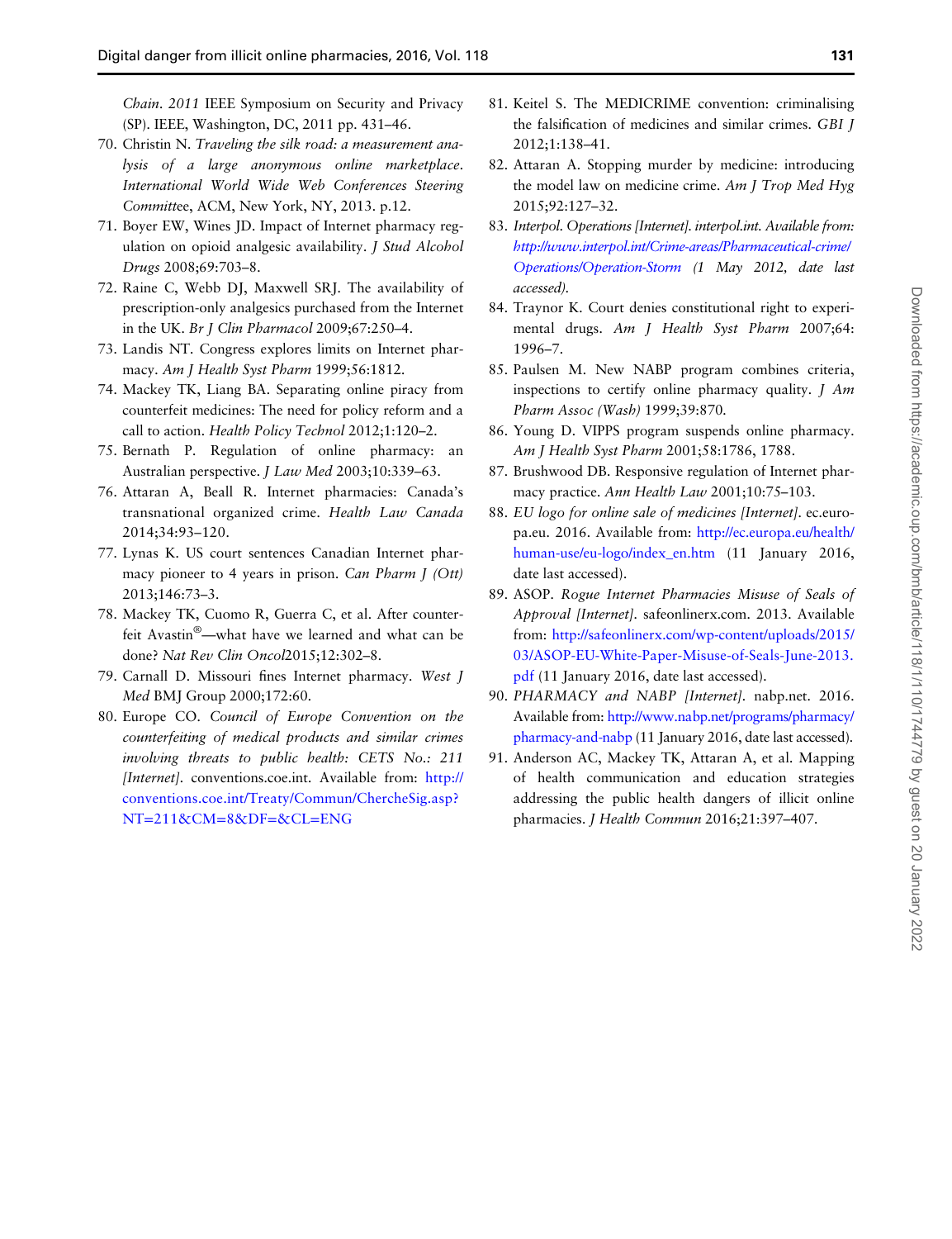*Chain*. *2011* IEEE Symposium on Security and Privacy (SP). IEEE, Washington, DC, 2011 pp. 431–46.

70. Christin N. *Traveling the silk road: a measurement analysis of a large anonymous online marketplace. International World Wide Web Conferences Steering Committee*, ACM, New York, NY, 2013. p.12.
71. Boyer EW, Wines JD. Impact of Internet pharmacy regulation on opioid analgesic availability. *J Stud Alcohol Drugs* 2008;69:703–8.
72. Raine C, Webb DJ, Maxwell SRJ. The availability of prescription-only analgesics purchased from the Internet in the UK. *Br J Clin Pharmacol* 2009;67:250–4.
73. Landis NT. Congress explores limits on Internet pharmacy. *Am J Health Syst Pharm* 1999;56:1812.
74. Mackey TK, Liang BA. Separating online piracy from counterfeit medicines: The need for policy reform and a call to action. *Health Policy Technol* 2012;1:120–2.
75. Bernath P. Regulation of online pharmacy: an Australian perspective. *J Law Med* 2003;10:339–63.
76. Attaran A, Beall R. Internet pharmacies: Canada's transnational organized crime. *Health Law Canada* 2014;34:93–120.
77. Lynas K. US court sentences Canadian Internet pharmacy pioneer to 4 years in prison. *Can Pharm J (Ott)* 2013;146:73–3.
78. Mackey TK, Cuomo R, Guerra C, et al. After counterfeit Avastin®—what have we learned and what can be done? *Nat Rev Clin Oncol*2015;12:302–8.
79. Carnall D. Missouri fines Internet pharmacy. *West J Med* BMJ Group 2000;172:60.
80. Europe CO. *Council of Europe Convention on the counterfeiting of medical products and similar crimes involving threats to public health: CETS No.: 211 [Internet]*. conventions.coe.int. Available from: http://conventions.coe.int/Treaty/Commun/ChercheSig.asp?NT=211&CM=8&DF=&CL=ENG
81. Keitel S. The MEDICRIME convention: criminalising the falsification of medicines and similar crimes. *GBI J* 2012;1:138–41.
82. Attaran A. Stopping murder by medicine: introducing the model law on medicine crime. *Am J Trop Med Hyg* 2015;92:127–32.
83. *Interpol. Operations [Internet]. interpol.int. Available from: http://www.interpol.int/Crime-areas/Pharmaceutical-crime/Operations/Operation-Storm (1 May 2012, date last accessed).*
84. Traynor K. Court denies constitutional right to experimental drugs. *Am J Health Syst Pharm* 2007;64:1996–7.
85. Paulsen M. New NABP program combines criteria, inspections to certify online pharmacy quality. *J Am Pharm Assoc (Wash)* 1999;39:870.
86. Young D. VIPPS program suspends online pharmacy. *Am J Health Syst Pharm* 2001;58:1786, 1788.
87. Brushwood DB. Responsive regulation of Internet pharmacy practice. *Ann Health Law* 2001;10:75–103.
88. *EU logo for online sale of medicines [Internet]*. ec.europa.eu. 2016. Available from: http://ec.europa.eu/health/human-use/eu-logo/index_en.htm (11 January 2016, date last accessed).
89. ASOP. *Rogue Internet Pharmacies Misuse of Seals of Approval [Internet]*. safeonlinerx.com. 2013. Available from: http://safeonlinerx.com/wp-content/uploads/2015/03/ASOP-EU-White-Paper-Misuse-of-Seals-June-2013.pdf (11 January 2016, date last accessed).
90. *PHARMACY and NABP [Internet]*. nabp.net. 2016. Available from: http://www.nabp.net/programs/pharmacy/pharmacy-and-nabp (11 January 2016, date last accessed).
91. Anderson AC, Mackey TK, Attaran A, et al. Mapping of health communication and education strategies addressing the public health dangers of illicit online pharmacies. *J Health Commun* 2016;21:397–407.